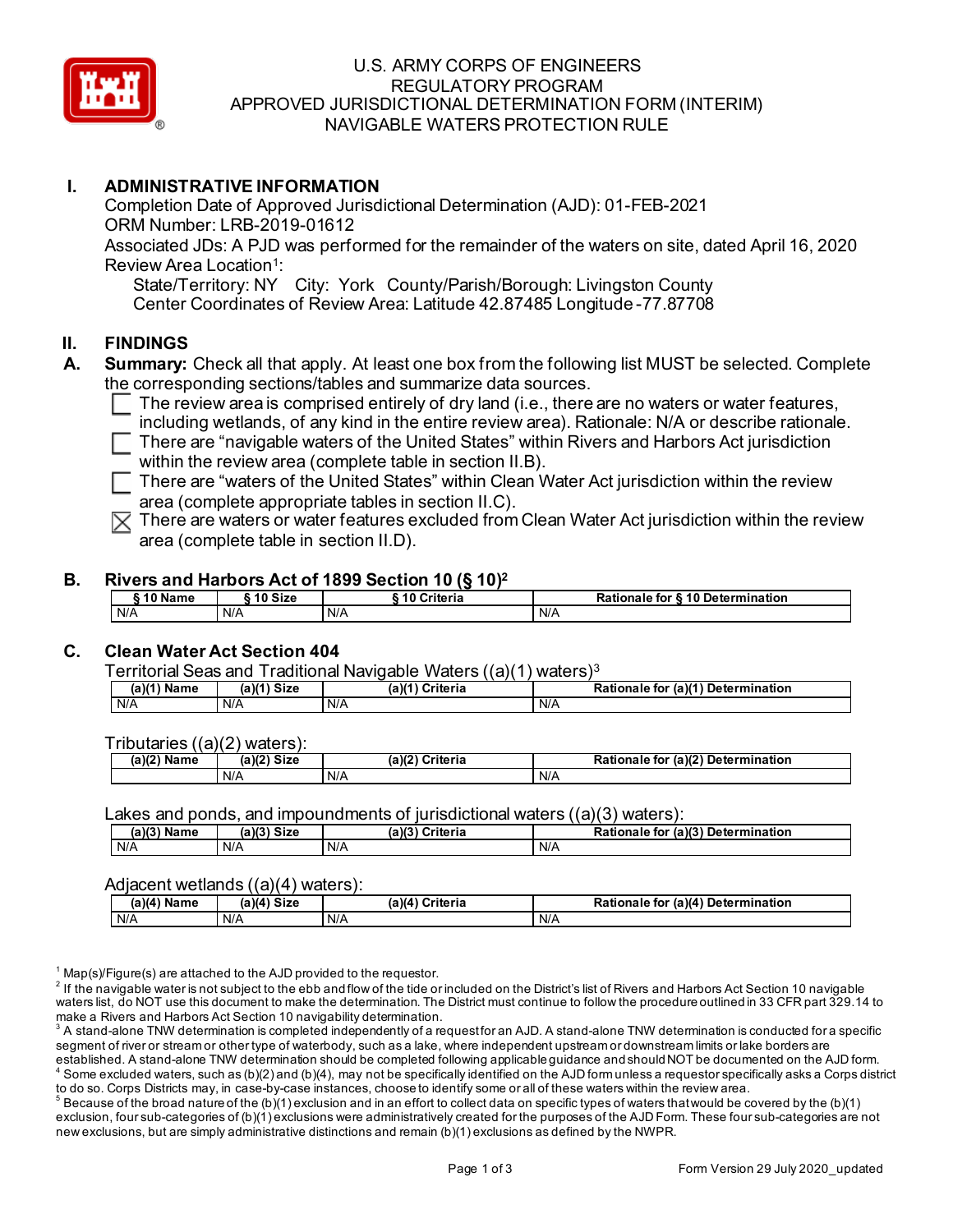# U.S. ARMY CORPS OF ENGINEERS
# REGULATORY PROGRAM
# APPROVED JURISDICTIONAL DETERMINATION FORM (INTERIM)
# NAVIGABLE WATERS PROTECTION RULE

## I. ADMINISTRATIVE INFORMATION

Completion Date of Approved Jurisdictional Determination (AJD): 01-FEB-2021
ORM Number: LRB-2019-01612
Associated JDs: A PJD was performed for the remainder of the waters on site, dated April 16, 2020
Review Area Location[1]:
State/Territory: NY City: York County/Parish/Borough: Livingston County
Center Coordinates of Review Area: Latitude 42.87485 Longitude -77.87708

## II. FINDINGS

**A. Summary:** Check all that apply. At least one box from the following list MUST be selected. Complete the corresponding sections/tables and summarize data sources.

- ☐ The review area is comprised entirely of dry land (i.e., there are no waters or water features, including wetlands, of any kind in the entire review area). Rationale: N/A or describe rationale.
- ☐ There are "navigable waters of the United States" within Rivers and Harbors Act jurisdiction within the review area (complete table in section II.B).
- ☐ There are "waters of the United States" within Clean Water Act jurisdiction within the review area (complete appropriate tables in section II.C).
- ☒ There are waters or water features excluded from Clean Water Act jurisdiction within the review area (complete table in section II.D).

**B. Rivers and Harbors Act of 1899 Section 10 (§ 10)[2]**

| § 10 Name | § 10 Size | § 10 Criteria | Rationale for § 10 Determination |
|---|---|---|---|
| N/A | N/A | N/A | N/A |

**C. Clean Water Act Section 404**

Territorial Seas and Traditional Navigable Waters ((a)(1) waters)[3]

| (a)(1) Name | (a)(1) Size | (a)(1) Criteria | Rationale for (a)(1) Determination |
|---|---|---|---|
| N/A | N/A | N/A | N/A |

Tributaries ((a)(2) waters):

| (a)(2) Name | (a)(2) Size | (a)(2) Criteria | Rationale for (a)(2) Determination |
|---|---|---|---|
| | N/A | N/A | N/A |

Lakes and ponds, and impoundments of jurisdictional waters ((a)(3) waters):

| (a)(3) Name | (a)(3) Size | (a)(3) Criteria | Rationale for (a)(3) Determination |
|---|---|---|---|
| N/A | N/A | N/A | N/A |

Adjacent wetlands ((a)(4) waters):

| (a)(4) Name | (a)(4) Size | (a)(4) Criteria | Rationale for (a)(4) Determination |
|---|---|---|---|
| N/A | N/A | N/A | N/A |

[1] Map(s)/Figure(s) are attached to the AJD provided to the requestor.
[2] If the navigable water is not subject to the ebb and flow of the tide or included on the District's list of Rivers and Harbors Act Section 10 navigable waters list, do NOT use this document to make the determination. The District must continue to follow the procedure outlined in 33 CFR part 329.14 to make a Rivers and Harbors Act Section 10 navigability determination.
[3] A stand-alone TNW determination is completed independently of a request for an AJD. A stand-alone TNW determination is conducted for a specific segment of river or stream or other type of waterbody, such as a lake, where independent upstream or downstream limits or lake borders are established. A stand-alone TNW determination should be completed following applicable guidance and should NOT be documented on the AJD form.
[4] Some excluded waters, such as (b)(2) and (b)(4), may not be specifically identified on the AJD form unless a requestor specifically asks a Corps district to do so. Corps Districts may, in case-by-case instances, choose to identify some or all of these waters within the review area.
[5] Because of the broad nature of the (b)(1) exclusion and in an effort to collect data on specific types of waters that would be covered by the (b)(1) exclusion, four sub-categories of (b)(1) exclusions were administratively created for the purposes of the AJD Form. These four sub-categories are not new exclusions, but are simply administrative distinctions and remain (b)(1) exclusions as defined by the NWPR.

Form Version 29 July 2020_updated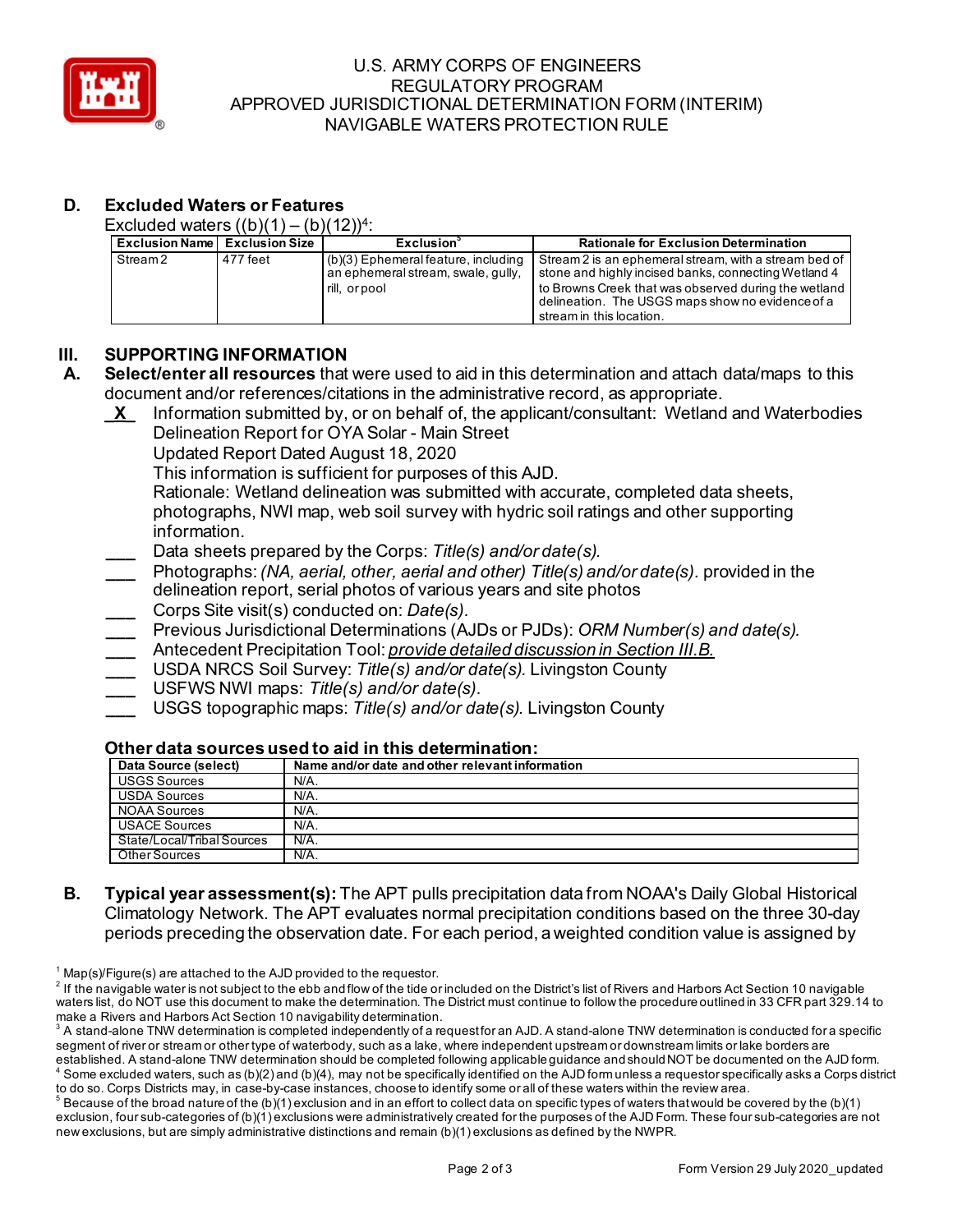### D. Excluded Waters or Features

Excluded waters ((b)(1) – (b)(12))[4]:

| Exclusion Name | Exclusion Size | Exclusion[5] | Rationale for Exclusion Determination |
|---|---|---|---|
| Stream 2 | 477 feet | (b)(3) Ephemeral feature, including an ephemeral stream, swale, gully, rill, or pool | Stream 2 is an ephemeral stream, with a stream bed of stone and highly incised banks, connecting Wetland 4 to Browns Creek that was observed during the wetland delineation. The USGS maps show no evidence of a stream in this location. |

## III. SUPPORTING INFORMATION

**A. Select/enter all resources** that were used to aid in this determination and attach data/maps to this document and/or references/citations in the administrative record, as appropriate.

_X_ Information submitted by, or on behalf of, the applicant/consultant: Wetland and Waterbodies Delineation Report for OYA Solar - Main Street
Updated Report Dated August 18, 2020
This information is sufficient for purposes of this AJD.
Rationale: Wetland delineation was submitted with accurate, completed data sheets, photographs, NWI map, web soil survey with hydric soil ratings and other supporting information.

___ Data sheets prepared by the Corps: *Title(s) and/or date(s).*

___ Photographs: *(NA, aerial, other, aerial and other) Title(s) and/or date(s).* provided in the delineation report, serial photos of various years and site photos

___ Corps Site visit(s) conducted on: *Date(s).*

___ Previous Jurisdictional Determinations (AJDs or PJDs): *ORM Number(s) and date(s).*

___ Antecedent Precipitation Tool: *provide detailed discussion in Section III.B.*

___ USDA NRCS Soil Survey: *Title(s) and/or date(s).* Livingston County

___ USFWS NWI maps: *Title(s) and/or date(s).*

___ USGS topographic maps: *Title(s) and/or date(s).* Livingston County

**Other data sources used to aid in this determination:**

| Data Source (select) | Name and/or date and other relevant information |
|---|---|
| USGS Sources | N/A. |
| USDA Sources | N/A. |
| NOAA Sources | N/A. |
| USACE Sources | N/A. |
| State/Local/Tribal Sources | N/A. |
| Other Sources | N/A. |

**B. Typical year assessment(s):** The APT pulls precipitation data from NOAA's Daily Global Historical Climatology Network. The APT evaluates normal precipitation conditions based on the three 30-day periods preceding the observation date. For each period, a weighted condition value is assigned by

---

[1] Map(s)/Figure(s) are attached to the AJD provided to the requestor.

[2] If the navigable water is not subject to the ebb and flow of the tide or included on the District's list of Rivers and Harbors Act Section 10 navigable waters list, do NOT use this document to make the determination. The District must continue to follow the procedure outlined in 33 CFR part 329.14 to make a Rivers and Harbors Act Section 10 navigability determination.

[3] A stand-alone TNW determination is completed independently of a request for an AJD. A stand-alone TNW determination is conducted for a specific segment of river or stream or other type of waterbody, such as a lake, where independent upstream or downstream limits or lake borders are established. A stand-alone TNW determination should be completed following applicable guidance and should NOT be documented on the AJD form.

[4] Some excluded waters, such as (b)(2) and (b)(4), may not be specifically identified on the AJD form unless a requestor specifically asks a Corps district to do so. Corps Districts may, in case-by-case instances, choose to identify some or all of these waters within the review area.

[5] Because of the broad nature of the (b)(1) exclusion and in an effort to collect data on specific types of waters that would be covered by the (b)(1) exclusion, four sub-categories of (b)(1) exclusions were administratively created for the purposes of the AJD Form. These four sub-categories are not new exclusions, but are simply administrative distinctions and remain (b)(1) exclusions as defined by the NWPR.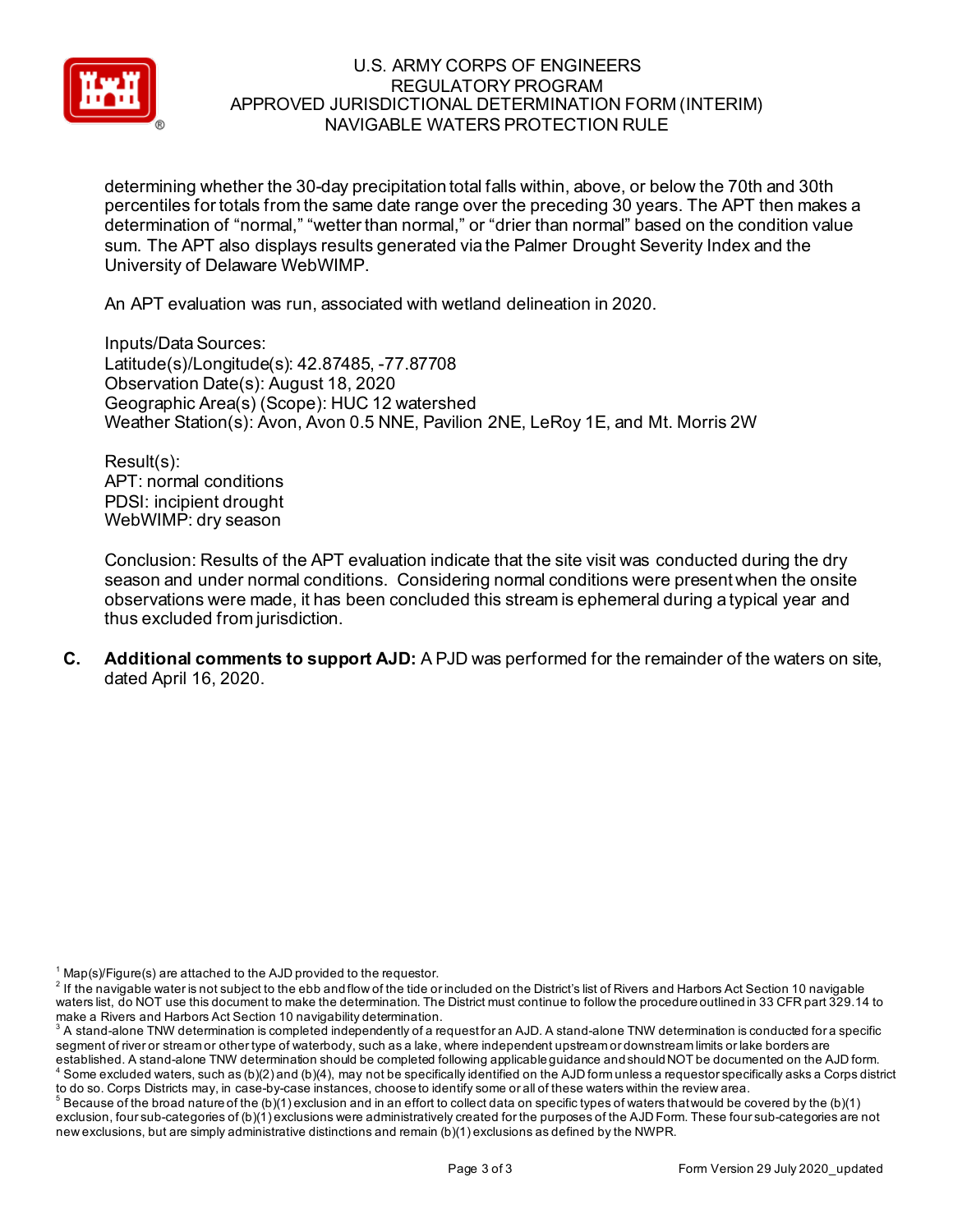determining whether the 30-day precipitation total falls within, above, or below the 70th and 30th percentiles for totals from the same date range over the preceding 30 years. The APT then makes a determination of "normal," "wetter than normal," or "drier than normal" based on the condition value sum. The APT also displays results generated via the Palmer Drought Severity Index and the University of Delaware WebWIMP.

An APT evaluation was run, associated with wetland delineation in 2020.

Inputs/Data Sources:
Latitude(s)/Longitude(s): 42.87485, -77.87708
Observation Date(s): August 18, 2020
Geographic Area(s) (Scope): HUC 12 watershed
Weather Station(s): Avon, Avon 0.5 NNE, Pavilion 2NE, LeRoy 1E, and Mt. Morris 2W

Result(s):
APT: normal conditions
PDSI: incipient drought
WebWIMP: dry season

Conclusion: Results of the APT evaluation indicate that the site visit was conducted during the dry season and under normal conditions. Considering normal conditions were present when the onsite observations were made, it has been concluded this stream is ephemeral during a typical year and thus excluded from jurisdiction.

**C. Additional comments to support AJD:** A PJD was performed for the remainder of the waters on site, dated April 16, 2020.

---

[1] Map(s)/Figure(s) are attached to the AJD provided to the requestor.

[2] If the navigable water is not subject to the ebb and flow of the tide or included on the District's list of Rivers and Harbors Act Section 10 navigable waters list, do NOT use this document to make the determination. The District must continue to follow the procedure outlined in 33 CFR part 329.14 to make a Rivers and Harbors Act Section 10 navigability determination.

[3] A stand-alone TNW determination is completed independently of a request for an AJD. A stand-alone TNW determination is conducted for a specific segment of river or stream or other type of waterbody, such as a lake, where independent upstream or downstream limits or lake borders are established. A stand-alone TNW determination should be completed following applicable guidance and should NOT be documented on the AJD form.

[4] Some excluded waters, such as (b)(2) and (b)(4), may not be specifically identified on the AJD form unless a requestor specifically asks a Corps district to do so. Corps Districts may, in case-by-case instances, choose to identify some or all of these waters within the review area.

[5] Because of the broad nature of the (b)(1) exclusion and in an effort to collect data on specific types of waters that would be covered by the (b)(1) exclusion, four sub-categories of (b)(1) exclusions were administratively created for the purposes of the AJD Form. These four sub-categories are not new exclusions, but are simply administrative distinctions and remain (b)(1) exclusions as defined by the NWPR.